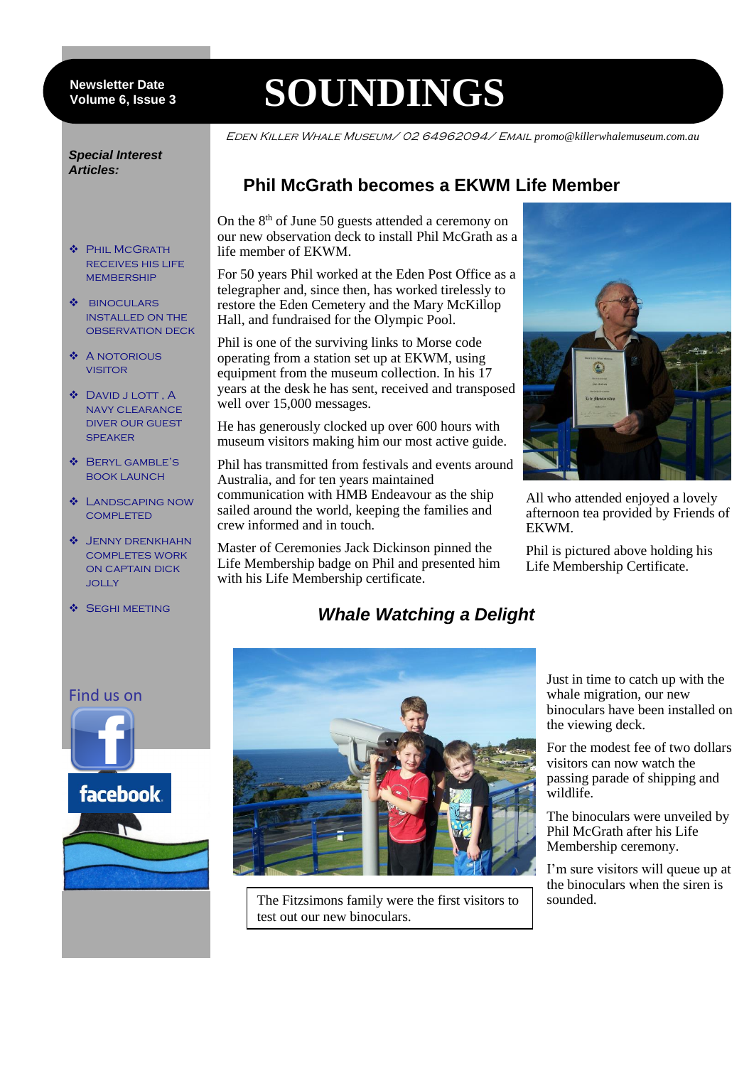Newsletter Date
Volume 6, Issue 3

# SOUNDINGS

EDEN KILLER WHALE MUSEUM/ 02 64962094/ EMAIL promo@killerwhalemuseum.com.au

***Special Interest Articles:***

- Phil McGrath receives his life membership
- Binoculars installed on the observation deck
- A notorious visitor
- David J Lott , a navy clearance diver our guest speaker
- Beryl Gamble's book launch
- Landscaping now completed
- Jenny Drenkhahn completes work on Captain Dick Jolly
- SEGHI meeting

Find us on facebook

## Phil McGrath becomes a EKWM Life Member

On the 8th of June 50 guests attended a ceremony on our new observation deck to install Phil McGrath as a life member of EKWM.

For 50 years Phil worked at the Eden Post Office as a telegrapher and, since then, has worked tirelessly to restore the Eden Cemetery and the Mary McKillop Hall, and fundraised for the Olympic Pool.

Phil is one of the surviving links to Morse code operating from a station set up at EKWM, using equipment from the museum collection. In his 17 years at the desk he has sent, received and transposed well over 15,000 messages.

He has generously clocked up over 600 hours with museum visitors making him our most active guide.

Phil has transmitted from festivals and events around Australia, and for ten years maintained communication with HMB Endeavour as the ship sailed around the world, keeping the families and crew informed and in touch.

Master of Ceremonies Jack Dickinson pinned the Life Membership badge on Phil and presented him with his Life Membership certificate.

All who attended enjoyed a lovely afternoon tea provided by Friends of EKWM.

Phil is pictured above holding his Life Membership Certificate.

## *Whale Watching a Delight*

The Fitzsimons family were the first visitors to test out our new binoculars.

Just in time to catch up with the whale migration, our new binoculars have been installed on the viewing deck.

For the modest fee of two dollars visitors can now watch the passing parade of shipping and wildlife.

The binoculars were unveiled by Phil McGrath after his Life Membership ceremony.

I'm sure visitors will queue up at the binoculars when the siren is sounded.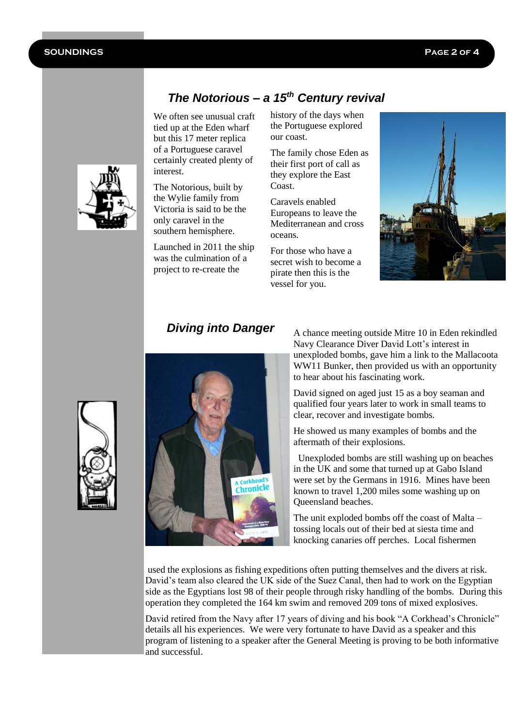## *The Notorious – a 15th Century revival*

We often see unusual craft tied up at the Eden wharf but this 17 meter replica of a Portuguese caravel certainly created plenty of interest.

The Notorious, built by the Wylie family from Victoria is said to be the only caravel in the southern hemisphere.

Launched in 2011 the ship was the culmination of a project to re-create the history of the days when the Portuguese explored our coast.

The family chose Eden as their first port of call as they explore the East Coast.

Caravels enabled Europeans to leave the Mediterranean and cross oceans.

For those who have a secret wish to become a pirate then this is the vessel for you.

## *Diving into Danger*

A chance meeting outside Mitre 10 in Eden rekindled Navy Clearance Diver David Lott's interest in unexploded bombs, gave him a link to the Mallacoota WW11 Bunker, then provided us with an opportunity to hear about his fascinating work.

David signed on aged just 15 as a boy seaman and qualified four years later to work in small teams to clear, recover and investigate bombs.

He showed us many examples of bombs and the aftermath of their explosions.

Unexploded bombs are still washing up on beaches in the UK and some that turned up at Gabo Island were set by the Germans in 1916. Mines have been known to travel 1,200 miles some washing up on Queensland beaches.

The unit exploded bombs off the coast of Malta – tossing locals out of their bed at siesta time and knocking canaries off perches. Local fishermen used the explosions as fishing expeditions often putting themselves and the divers at risk. David's team also cleared the UK side of the Suez Canal, then had to work on the Egyptian side as the Egyptians lost 98 of their people through risky handling of the bombs. During this operation they completed the 164 km swim and removed 209 tons of mixed explosives.

David retired from the Navy after 17 years of diving and his book "A Corkhead's Chronicle" details all his experiences. We were very fortunate to have David as a speaker and this program of listening to a speaker after the General Meeting is proving to be both informative and successful.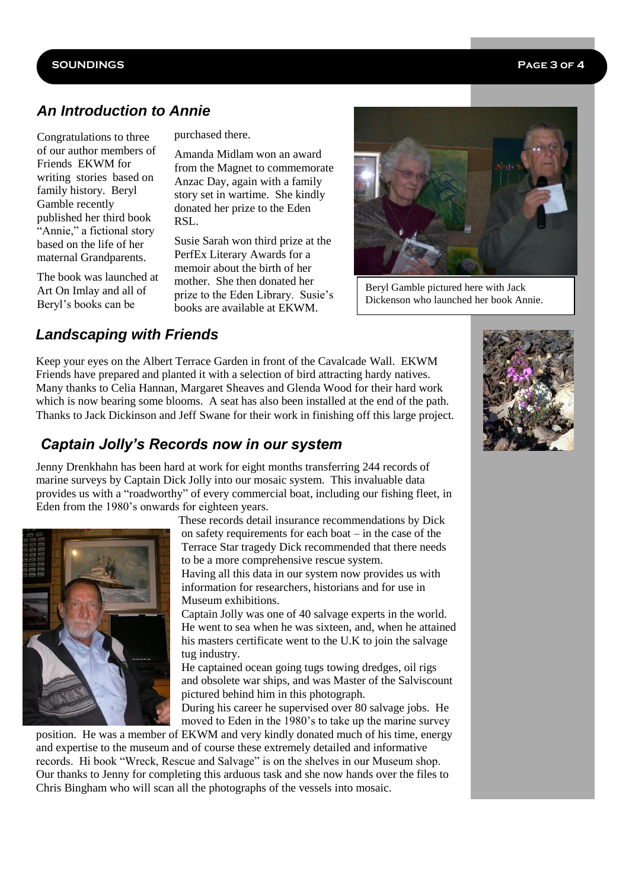## An Introduction to Annie

Congratulations to three of our author members of Friends EKWM for writing stories based on family history. Beryl Gamble recently published her third book "Annie," a fictional story based on the life of her maternal Grandparents.

The book was launched at Art On Imlay and all of Beryl's books can be purchased there.

Amanda Midlam won an award from the Magnet to commemorate Anzac Day, again with a family story set in wartime. She kindly donated her prize to the Eden RSL.

Susie Sarah won third prize at the PerfEx Literary Awards for a memoir about the birth of her mother. She then donated her prize to the Eden Library. Susie's books are available at EKWM.

Beryl Gamble pictured here with Jack Dickenson who launched her book Annie.

## Landscaping with Friends

Keep your eyes on the Albert Terrace Garden in front of the Cavalcade Wall. EKWM Friends have prepared and planted it with a selection of bird attracting hardy natives. Many thanks to Celia Hannan, Margaret Sheaves and Glenda Wood for their hard work which is now bearing some blooms. A seat has also been installed at the end of the path. Thanks to Jack Dickinson and Jeff Swane for their work in finishing off this large project.

## Captain Jolly's Records now in our system

Jenny Drenkhahn has been hard at work for eight months transferring 244 records of marine surveys by Captain Dick Jolly into our mosaic system. This invaluable data provides us with a "roadworthy" of every commercial boat, including our fishing fleet, in Eden from the 1980's onwards for eighteen years.

These records detail insurance recommendations by Dick on safety requirements for each boat – in the case of the Terrace Star tragedy Dick recommended that there needs to be a more comprehensive rescue system.

Having all this data in our system now provides us with information for researchers, historians and for use in Museum exhibitions.

Captain Jolly was one of 40 salvage experts in the world. He went to sea when he was sixteen, and, when he attained his masters certificate went to the U.K to join the salvage tug industry.

He captained ocean going tugs towing dredges, oil rigs and obsolete war ships, and was Master of the Salviscount pictured behind him in this photograph.

During his career he supervised over 80 salvage jobs. He moved to Eden in the 1980's to take up the marine survey position. He was a member of EKWM and very kindly donated much of his time, energy and expertise to the museum and of course these extremely detailed and informative records. Hi book "Wreck, Rescue and Salvage" is on the shelves in our Museum shop. Our thanks to Jenny for completing this arduous task and she now hands over the files to Chris Bingham who will scan all the photographs of the vessels into mosaic.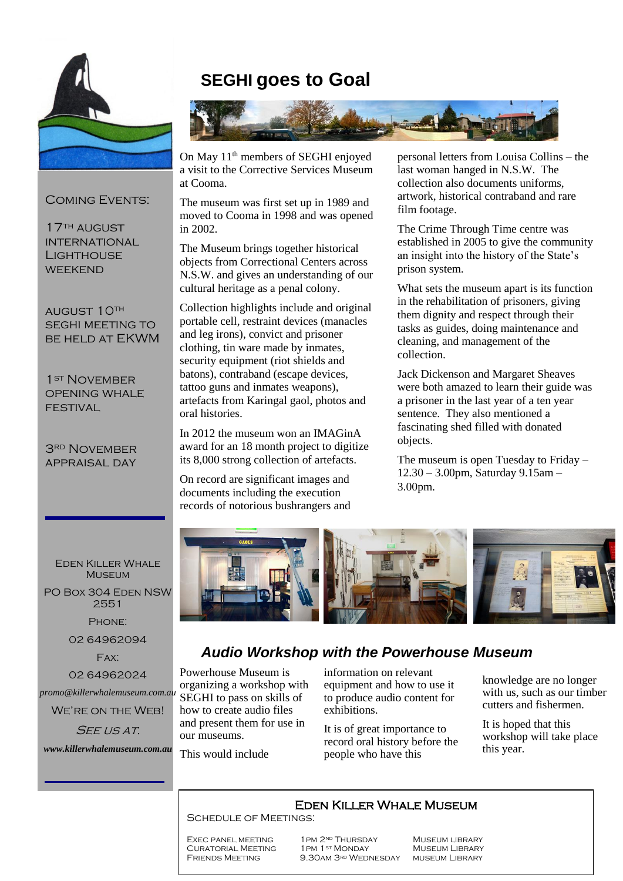# SEGHI goes to Goal

On May 11th members of SEGHI enjoyed a visit to the Corrective Services Museum at Cooma.

The museum was first set up in 1989 and moved to Cooma in 1998 and was opened in 2002.

The Museum brings together historical objects from Correctional Centers across N.S.W. and gives an understanding of our cultural heritage as a penal colony.

Collection highlights include and original portable cell, restraint devices (manacles and leg irons), convict and prisoner clothing, tin ware made by inmates, security equipment (riot shields and batons), contraband (escape devices, tattoo guns and inmates weapons), artefacts from Karingal gaol, photos and oral histories.

In 2012 the museum won an IMAGinA award for an 18 month project to digitize its 8,000 strong collection of artefacts.

On record are significant images and documents including the execution records of notorious bushrangers and personal letters from Louisa Collins – the last woman hanged in N.S.W. The collection also documents uniforms, artwork, historical contraband and rare film footage.

The Crime Through Time centre was established in 2005 to give the community an insight into the history of the State's prison system.

What sets the museum apart is its function in the rehabilitation of prisoners, giving them dignity and respect through their tasks as guides, doing maintenance and cleaning, and management of the collection.

Jack Dickenson and Margaret Sheaves were both amazed to learn their guide was a prisoner in the last year of a ten year sentence. They also mentioned a fascinating shed filled with donated objects.

The museum is open Tuesday to Friday – 12.30 – 3.00pm, Saturday 9.15am – 3.00pm.

## Audio Workshop with the Powerhouse Museum

Powerhouse Museum is organizing a workshop with SEGHI to pass on skills of how to create audio files and present them for use in our museums.

This would include information on relevant equipment and how to use it to produce audio content for exhibitions.

It is of great importance to record oral history before the people who have this knowledge are no longer with us, such as our timber cutters and fishermen.

It is hoped that this workshop will take place this year.

## Coming Events:

17th August
International Lighthouse Weekend

August 10th
SEGHI meeting to be held at EKWM

1st November
Opening Whale Festival

3rd November
Appraisal Day

Eden Killer Whale Museum

PO Box 304 Eden NSW 2551

Phone:

02 64962094

Fax:

02 64962024

*promo@killerwhalemuseum.com.au*

We're on the Web!

*See us at:*

***www.killerwhalemuseum.com.au***

## Eden Killer Whale Museum

Schedule of Meetings:

| | | |
|---|---|---|
| Exec Panel Meeting | 1pm 2nd Thursday | Museum Library |
| Curatorial Meeting | 1pm 1st Monday | Museum Library |
| Friends Meeting | 9.30am 3rd Wednesday | Museum Library |